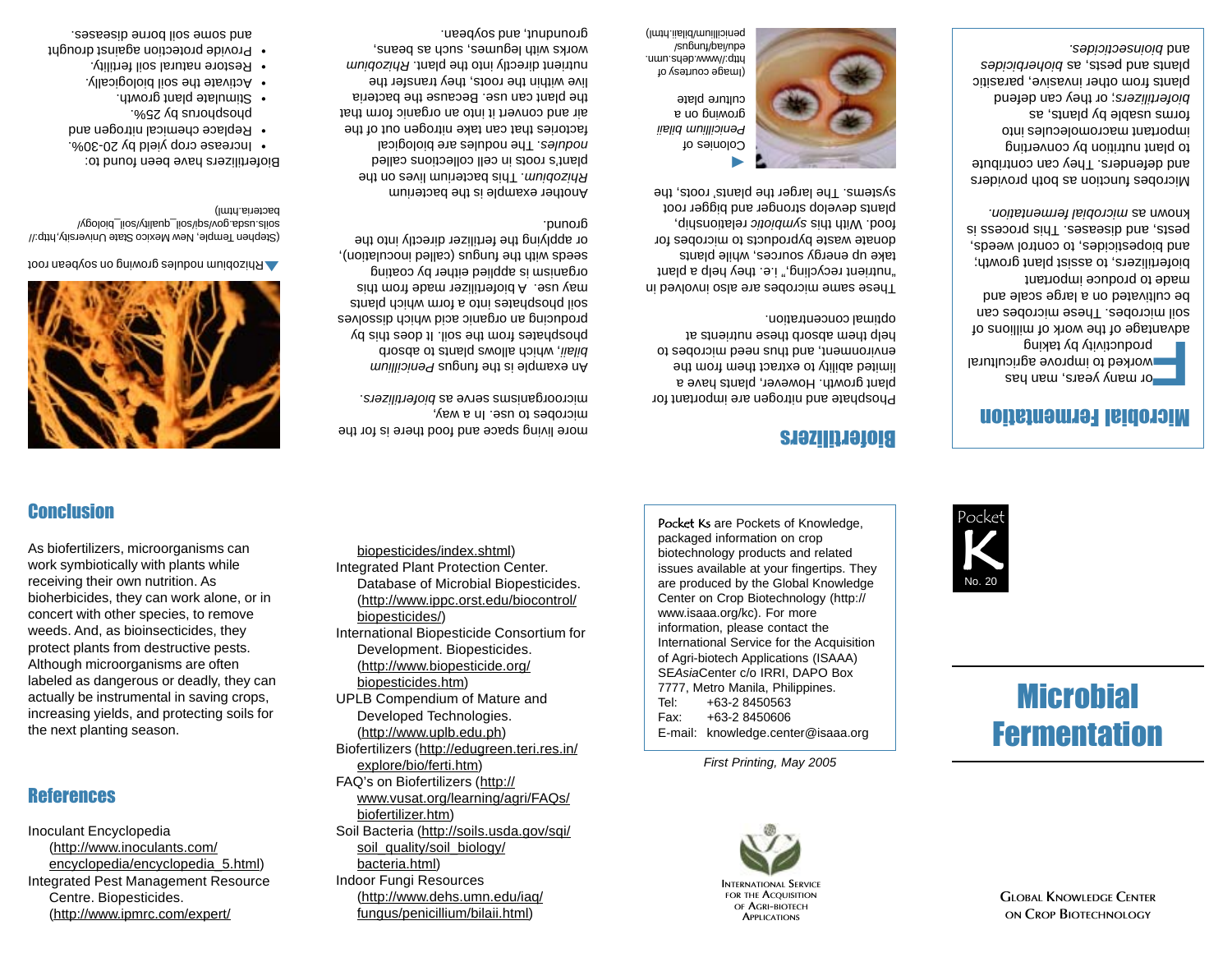## Microbial Fermentation

For many years, man has worked to improve agricultural productivity by taking advantage of the work of millions of soil microbes. These microbes can be cultivated on a large scale and made to produce important biofertilizers, to assist plant growth; and biopesticides, to control weeds, pests, and diseases. This process is known as *microbial fermentation.*

Microbes function as both providers and defenders. They can contribute to plant nutrition by converting important macromolecules into forms usable by plants, as *biofertilizers*; or they can defend plants from other invasive, parasitic plants and pests, as *bioherbicides* and *bioinsecticides*.

## Biofertilizers

Phosphate and nitrogen are important for plant growth. However, plants have a limited ability to extract them from the environment, and thus need microbes to help them absorb these nutrients at optimal concentration.

These same microbes are also involved in "nutrient recycling," i.e. they help a plant take up energy sources, while plants donate waste byproducts to microbes for food. With this *symbiotic* relationship, plants develop stronger and bigger root systems. The larger the plants' roots, the more living space and food there is for the microbes to use. In a way, microorganisms serve as *biofertilizers.*

Colonies of *Penicillium bilaii* growing on a culture plate (Image courtesy of http://www.dehs.umn.edu/iaq/fungus/penicillium/bilaii.html)

An example is the fungus *Penicillium bilaii*, which allows plants to absorb phosphates from the soil. It does this by producing an organic acid which dissolves soil phosphates into a form which plants may use. A biofertilizer made from this organism is applied either by coating seeds with the fungus (called inoculation), or applying the fertilizer directly into the ground.

Another example is the bacterium *Rhizobium*. This bacterium lives on the plant's roots in cell collections called *nodules*. The nodules are biological factories that can take nitrogen out of the air and convert it into an organic form that the plant can use. Because the bacteria live within the roots, they transfer the nutrient directly into the plant. *Rhizobium* works with legumes, such as beans, groundnut, and soybean.

Rhizobium nodules growing on soybean root (Stephen Temple, New Mexico State University, http://soils.usda.gov/sqi/soil_quality/soil_biology/bacteria.html)

Biofertilizers have been found to:

- Increase crop yield by 20-30%.
- Replace chemical nitrogen and phosphorus by 25%.
- Stimulate plant growth.
- Activate the soil biologically.
- Restore natural soil fertility.
- Provide protection against drought and some soil borne diseases.

## Conclusion

As biofertilizers, microorganisms can work symbiotically with plants while receiving their own nutrition. As bioherbicides, they can work alone, or in concert with other species, to remove weeds. And, as bioinsecticides, they protect plants from destructive pests. Although microorganisms are often labeled as dangerous or deadly, they can actually be instrumental in saving crops, increasing yields, and protecting soils for the next planting season.

## References

Inoculant Encyclopedia (http://www.inoculants.com/encyclopedia/encyclopedia_5.html)

Integrated Pest Management Resource Centre. Biopesticides. (http://www.ipmrc.com/expert/biopesticides/index.shtml)

Integrated Plant Protection Center. Database of Microbial Biopesticides. (http://www.ippc.orst.edu/biocontrol/biopesticides/)

International Biopesticide Consortium for Development. Biopesticides. (http://www.biopesticide.org/biopesticides.htm)

UPLB Compendium of Mature and Developed Technologies. (http://www.uplb.edu.ph)

Biofertilizers (http://edugreen.teri.res.in/explore/bio/ferti.htm)

FAQ's on Biofertilizers (http://www.vusat.org/learning/agri/FAQs/biofertilizer.htm)

Soil Bacteria (http://soils.usda.gov/sqi/soil_quality/soil_biology/bacteria.html)

Indoor Fungi Resources (http://www.dehs.umn.edu/iaq/fungus/penicillium/bilaii.html)

Pocket Ks are Pockets of Knowledge, packaged information on crop biotechnology products and related issues available at your fingertips. They are produced by the Global Knowledge Center on Crop Biotechnology (http://www.isaaa.org/kc). For more information, please contact the International Service for the Acquisition of Agri-biotech Applications (ISAAA) SE*Asia*Center c/o IRRI, DAPO Box 7777, Metro Manila, Philippines.

Tel: +63-2 8450563
Fax: +63-2 8450606
E-mail: knowledge.center@isaaa.org

*First Printing, May 2005*

International Service for the Acquisition of Agri-biotech Applications

Pocket K No. 20

# Microbial Fermentation

Global Knowledge Center on Crop Biotechnology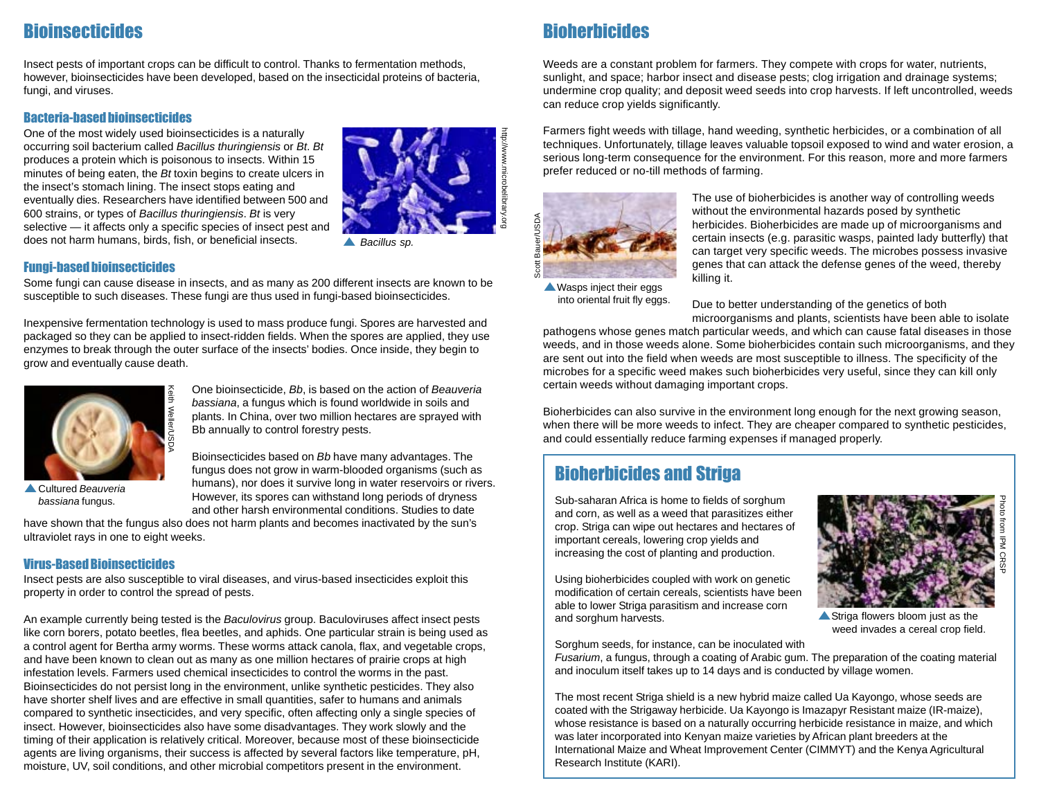# Bioinsecticides

Insect pests of important crops can be difficult to control. Thanks to fermentation methods, however, bioinsecticides have been developed, based on the insecticidal proteins of bacteria, fungi, and viruses.

## Bacteria-based bioinsecticides

One of the most widely used bioinsecticides is a naturally occurring soil bacterium called *Bacillus thuringiensis* or *Bt*. *Bt* produces a protein which is poisonous to insects. Within 15 minutes of being eaten, the *Bt* toxin begins to create ulcers in the insect's stomach lining. The insect stops eating and eventually dies. Researchers have identified between 500 and 600 strains, or types of *Bacillus thuringiensis*. *Bt* is very selective — it affects only a specific species of insect pest and does not harm humans, birds, fish, or beneficial insects.

*Bacillus sp.*

http://www.microbelibrary.org

## Fungi-based bioinsecticides

Some fungi can cause disease in insects, and as many as 200 different insects are known to be susceptible to such diseases. These fungi are thus used in fungi-based bioinsecticides.

Inexpensive fermentation technology is used to mass produce fungi. Spores are harvested and packaged so they can be applied to insect-ridden fields. When the spores are applied, they use enzymes to break through the outer surface of the insects' bodies. Once inside, they begin to grow and eventually cause death.

Cultured *Beauveria bassiana* fungus.

Keith Weller/USDA

One bioinsecticide, *Bb*, is based on the action of *Beauveria bassiana*, a fungus which is found worldwide in soils and plants. In China, over two million hectares are sprayed with Bb annually to control forestry pests.

Bioinsecticides based on *Bb* have many advantages. The fungus does not grow in warm-blooded organisms (such as humans), nor does it survive long in water reservoirs or rivers. However, its spores can withstand long periods of dryness and other harsh environmental conditions. Studies to date have shown that the fungus also does not harm plants and becomes inactivated by the sun's ultraviolet rays in one to eight weeks.

## Virus-Based Bioinsecticides

Insect pests are also susceptible to viral diseases, and virus-based insecticides exploit this property in order to control the spread of pests.

An example currently being tested is the *Baculovirus* group. Baculoviruses affect insect pests like corn borers, potato beetles, flea beetles, and aphids. One particular strain is being used as a control agent for Bertha army worms. These worms attack canola, flax, and vegetable crops, and have been known to clean out as many as one million hectares of prairie crops at high infestation levels. Farmers used chemical insecticides to control the worms in the past. Bioinsecticides do not persist long in the environment, unlike synthetic pesticides. They also have shorter shelf lives and are effective in small quantities, safer to humans and animals compared to synthetic insecticides, and very specific, often affecting only a single species of insect. However, bioinsecticides also have some disadvantages. They work slowly and the timing of their application is relatively critical. Moreover, because most of these bioinsecticide agents are living organisms, their success is affected by several factors like temperature, pH, moisture, UV, soil conditions, and other microbial competitors present in the environment.

# Bioherbicides

Weeds are a constant problem for farmers. They compete with crops for water, nutrients, sunlight, and space; harbor insect and disease pests; clog irrigation and drainage systems; undermine crop quality; and deposit weed seeds into crop harvests. If left uncontrolled, weeds can reduce crop yields significantly.

Farmers fight weeds with tillage, hand weeding, synthetic herbicides, or a combination of all techniques. Unfortunately, tillage leaves valuable topsoil exposed to wind and water erosion, a serious long-term consequence for the environment. For this reason, more and more farmers prefer reduced or no-till methods of farming.

Wasps inject their eggs into oriental fruit fly eggs.

Scott Bauer/USDA

The use of bioherbicides is another way of controlling weeds without the environmental hazards posed by synthetic herbicides. Bioherbicides are made up of microorganisms and certain insects (e.g. parasitic wasps, painted lady butterfly) that can target very specific weeds. The microbes possess invasive genes that can attack the defense genes of the weed, thereby killing it.

Due to better understanding of the genetics of both microorganisms and plants, scientists have been able to isolate pathogens whose genes match particular weeds, and which can cause fatal diseases in those weeds, and in those weeds alone. Some bioherbicides contain such microorganisms, and they are sent out into the field when weeds are most susceptible to illness. The specificity of the microbes for a specific weed makes such bioherbicides very useful, since they can kill only certain weeds without damaging important crops.

Bioherbicides can also survive in the environment long enough for the next growing season, when there will be more weeds to infect. They are cheaper compared to synthetic pesticides, and could essentially reduce farming expenses if managed properly.

## Bioherbicides and Striga

Sub-saharan Africa is home to fields of sorghum and corn, as well as a weed that parasitizes either crop. Striga can wipe out hectares and hectares of important cereals, lowering crop yields and increasing the cost of planting and production.

Using bioherbicides coupled with work on genetic modification of certain cereals, scientists have been able to lower Striga parasitism and increase corn and sorghum harvests.

Striga flowers bloom just as the weed invades a cereal crop field.

Photo from IPM CRSP

Sorghum seeds, for instance, can be inoculated with *Fusarium*, a fungus, through a coating of Arabic gum. The preparation of the coating material and inoculum itself takes up to 14 days and is conducted by village women.

The most recent Striga shield is a new hybrid maize called Ua Kayongo, whose seeds are coated with the Strigaway herbicide. Ua Kayongo is Imazapyr Resistant maize (IR-maize), whose resistance is based on a naturally occurring herbicide resistance in maize, and which was later incorporated into Kenyan maize varieties by African plant breeders at the International Maize and Wheat Improvement Center (CIMMYT) and the Kenya Agricultural Research Institute (KARI).